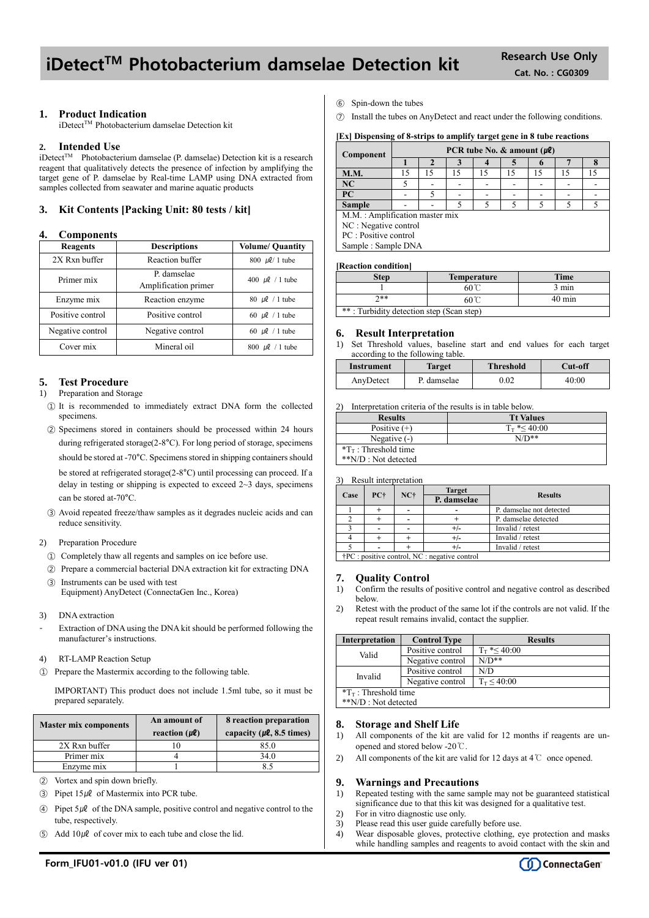# iDetect™ Photobacterium damselae Detection kit

**Research Use Only**
**Cat. No. : CG0309**

## 1. Product Indication

iDetect™ Photobacterium damselae Detection kit

## 2. Intended Use

iDetect™ Photobacterium damselae (P. damselae) Detection kit is a research reagent that qualitatively detects the presence of infection by amplifying the target gene of P. damselae by Real-time LAMP using DNA extracted from samples collected from seawater and marine aquatic products

## 3. Kit Contents [Packing Unit: 80 tests / kit]

## 4. Components

| Reagents | Descriptions | Volume/ Quantity |
|---|---|---|
| 2X Rxn buffer | Reaction buffer | 800 ㎕/ 1 tube |
| Primer mix | P. damselae Amplification primer | 400 ㎕ / 1 tube |
| Enzyme mix | Reaction enzyme | 80 ㎕ / 1 tube |
| Positive control | Positive control | 60 ㎕ / 1 tube |
| Negative control | Negative control | 60 ㎕ / 1 tube |
| Cover mix | Mineral oil | 800 ㎕ / 1 tube |

## 5. Test Procedure

1) Preparation and Storage

① It is recommended to immediately extract DNA form the collected specimens.

② Specimens stored in containers should be processed within 24 hours during refrigerated storage(2-8°C). For long period of storage, specimens should be stored at -70°C. Specimens stored in shipping containers should be stored at refrigerated storage(2-8°C) until processing can proceed. If a delay in testing or shipping is expected to exceed 2~3 days, specimens can be stored at-70°C.

③ Avoid repeated freeze/thaw samples as it degrades nucleic acids and can reduce sensitivity.

2) Preparation Procedure

① Completely thaw all regents and samples on ice before use.

② Prepare a commercial bacterial DNA extraction kit for extracting DNA

③ Instruments can be used with test Equipment) AnyDetect (ConnectaGen Inc., Korea)

3) DNA extraction

- Extraction of DNA using the DNA kit should be performed following the manufacturer's instructions.

4) RT-LAMP Reaction Setup

① Prepare the Mastermix according to the following table.

IMPORTANT) This product does not include 1.5ml tube, so it must be prepared separately.

| Master mix components | An amount of reaction (㎕) | 8 reaction preparation capacity (㎕, 8.5 times) |
|---|---|---|
| 2X Rxn buffer | 10 | 85.0 |
| Primer mix | 4 | 34.0 |
| Enzyme mix | 1 | 8.5 |

② Vortex and spin down briefly.

③ Pipet 15㎕ of Mastermix into PCR tube.

④ Pipet 5㎕ of the DNA sample, positive control and negative control to the tube, respectively.

⑤ Add 10㎕ of cover mix to each tube and close the lid.

⑥ Spin-down the tubes

⑦ Install the tubes on AnyDetect and react under the following conditions.

**[Ex] Dispensing of 8-strips to amplify target gene in 8 tube reactions**

| Component | PCR tube No. & amount (㎕) | | | | | | | |
|---|---|---|---|---|---|---|---|---|
| | 1 | 2 | 3 | 4 | 5 | 6 | 7 | 8 |
| M.M. | 15 | 15 | 15 | 15 | 15 | 15 | 15 | 15 |
| NC | 5 | - | - | - | - | - | - | - |
| PC | - | 5 | - | - | - | - | - | - |
| Sample | - | - | 5 | 5 | 5 | 5 | 5 | 5 |

M.M. : Amplification master mix
NC : Negative control
PC : Positive control
Sample : Sample DNA

**[Reaction condition]**

| Step | Temperature | Time |
|---|---|---|
| 1 | 60℃ | 3 min |
| 2** | 60℃ | 40 min |

** : Turbidity detection step (Scan step)

## 6. Result Interpretation

1) Set Threshold values, baseline start and end values for each target according to the following table.

| Instrument | Target | Threshold | Cut-off |
|---|---|---|---|
| AnyDetect | P. damselae | 0.02 | 40:00 |

2) Interpretation criteria of the results is in table below.

| Results | Tt Values |
|---|---|
| Positive (+) | $T_T$ *≤ 40:00 |
| Negative (-) | N/D** |

*$T_T$ : Threshold time
**N/D : Not detected

3) Result interpretation

| Case | PC† | NC† | Target P. damselae | Results |
|---|---|---|---|---|
| 1 | + | - | - | P. damselae not detected |
| 2 | + | - | + | P. damselae detected |
| 3 | - | - | +/- | Invalid / retest |
| 4 | + | + | +/- | Invalid / retest |
| 5 | - | + | +/- | Invalid / retest |

†PC : positive control, NC : negative control

## 7. Quality Control

1) Confirm the results of positive control and negative control as described below.
2) Retest with the product of the same lot if the controls are not valid. If the repeat result remains invalid, contact the supplier.

| Interpretation | Control Type | Results |
|---|---|---|
| Valid | Positive control | $T_T$ *≤ 40:00 |
| | Negative control | N/D** |
| Invalid | Positive control | N/D |
| | Negative control | $T_T$ ≤ 40:00 |

*$T_T$ : Threshold time
**N/D : Not detected

## 8. Storage and Shelf Life

1) All components of the kit are valid for 12 months if reagents are un-opened and stored below -20℃.
2) All components of the kit are valid for 12 days at 4℃ once opened.

## 9. Warnings and Precautions

1) Repeated testing with the same sample may not be guaranteed statistical significance due to that this kit was designed for a qualitative test.
2) For in vitro diagnostic use only.
3) Please read this user guide carefully before use.
4) Wear disposable gloves, protective clothing, eye protection and masks while handling samples and reagents to avoid contact with the skin and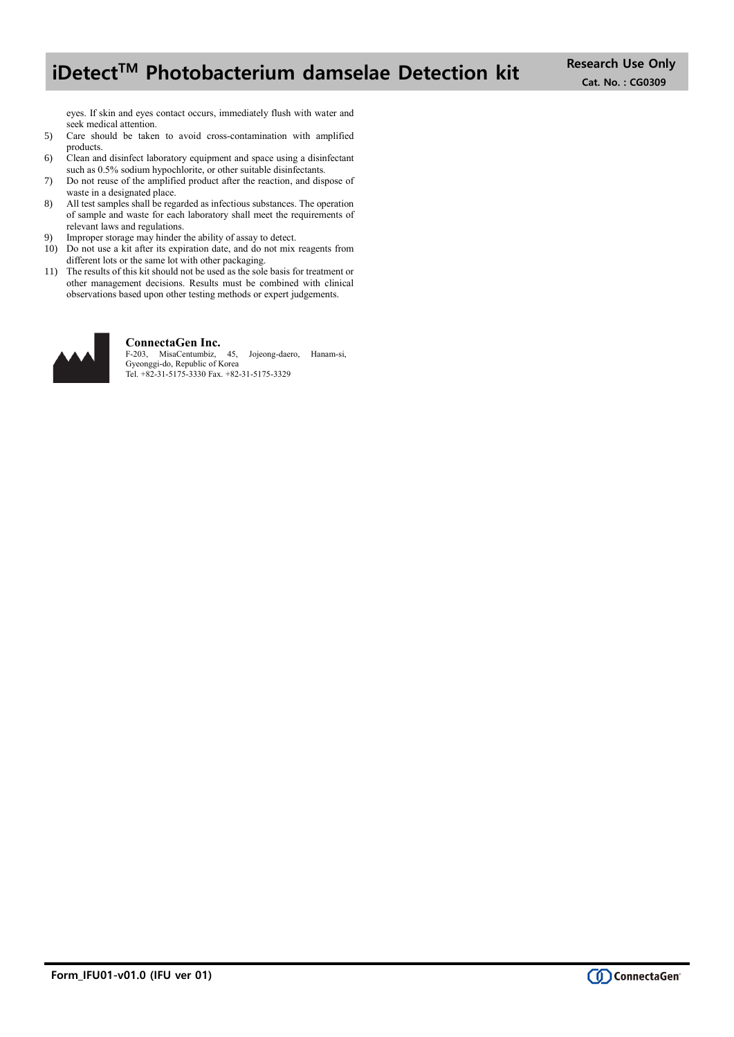eyes. If skin and eyes contact occurs, immediately flush with water and seek medical attention.

5) Care should be taken to avoid cross-contamination with amplified products.
6) Clean and disinfect laboratory equipment and space using a disinfectant such as 0.5% sodium hypochlorite, or other suitable disinfectants.
7) Do not reuse of the amplified product after the reaction, and dispose of waste in a designated place.
8) All test samples shall be regarded as infectious substances. The operation of sample and waste for each laboratory shall meet the requirements of relevant laws and regulations.
9) Improper storage may hinder the ability of assay to detect.
10) Do not use a kit after its expiration date, and do not mix reagents from different lots or the same lot with other packaging.
11) The results of this kit should not be used as the sole basis for treatment or other management decisions. Results must be combined with clinical observations based upon other testing methods or expert judgements.

**ConnectaGen Inc.**
F-203, MisaCentumbiz, 45, Jojeong-daero, Hanam-si, Gyeonggi-do, Republic of Korea
Tel. +82-31-5175-3330 Fax. +82-31-5175-3329